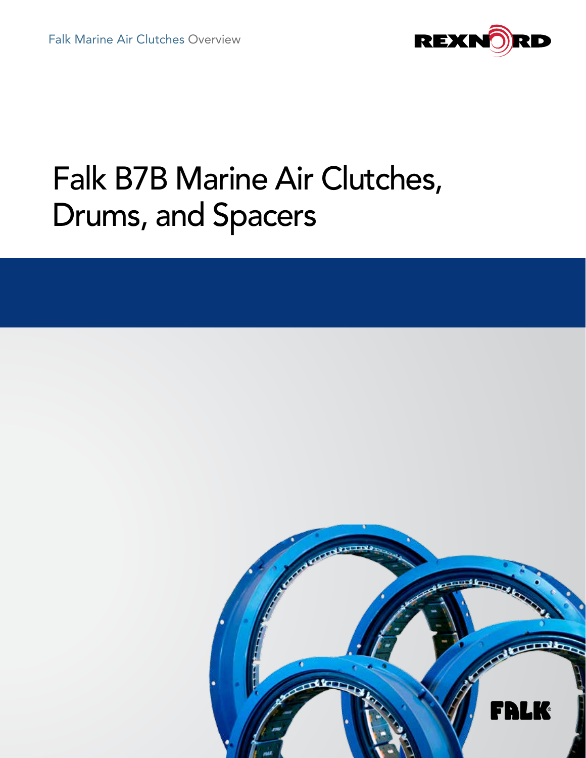Falk Marine Air Clutches Overview

REXNORD

# Falk B7B Marine Air Clutches, Drums, and Spacers

FALK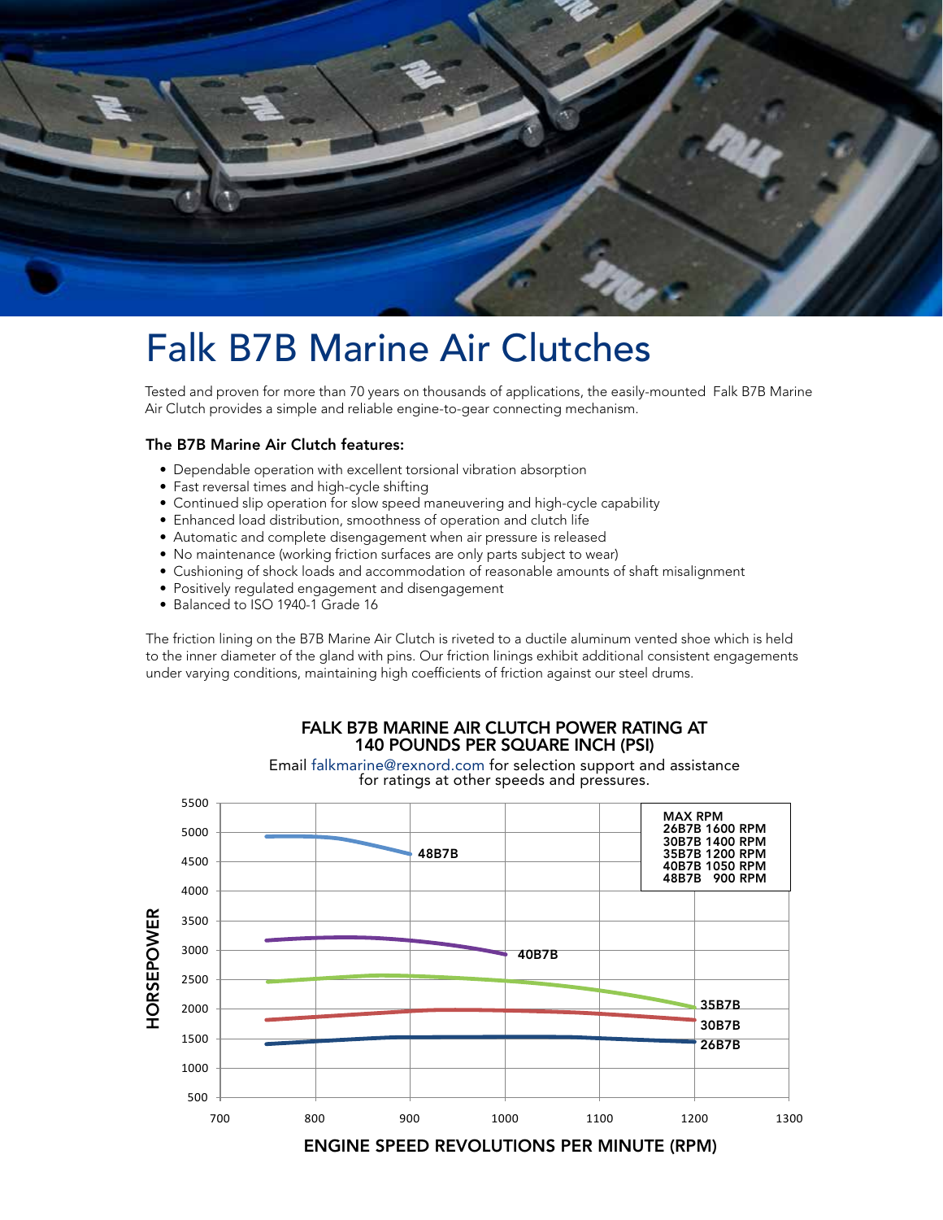# Falk B7B Marine Air Clutches

Tested and proven for more than 70 years on thousands of applications, the easily-mounted Falk B7B Marine Air Clutch provides a simple and reliable engine-to-gear connecting mechanism.

### The B7B Marine Air Clutch features:

- Dependable operation with excellent torsional vibration absorption
- Fast reversal times and high-cycle shifting
- Continued slip operation for slow speed maneuvering and high-cycle capability
- Enhanced load distribution, smoothness of operation and clutch life
- Automatic and complete disengagement when air pressure is released
- No maintenance (working friction surfaces are only parts subject to wear)
- Cushioning of shock loads and accommodation of reasonable amounts of shaft misalignment
- Positively regulated engagement and disengagement
- Balanced to ISO 1940-1 Grade 16

The friction lining on the B7B Marine Air Clutch is riveted to a ductile aluminum vented shoe which is held to the inner diameter of the gland with pins. Our friction linings exhibit additional consistent engagements under varying conditions, maintaining high coefficients of friction against our steel drums.

**FALK B7B MARINE AIR CLUTCH POWER RATING AT 140 POUNDS PER SQUARE INCH (PSI)**

Email falkmarine@rexnord.com for selection support and assistance for ratings at other speeds and pressures.

| MAX RPM | |
|---|---|
| 26B7B | 1600 RPM |
| 30B7B | 1400 RPM |
| 35B7B | 1200 RPM |
| 40B7B | 1050 RPM |
| 48B7B | 900 RPM |

HORSEPOWER (500–5500) vs. ENGINE SPEED REVOLUTIONS PER MINUTE (RPM) (700–1300); curves: 48B7B, 40B7B, 35B7B, 30B7B, 26B7B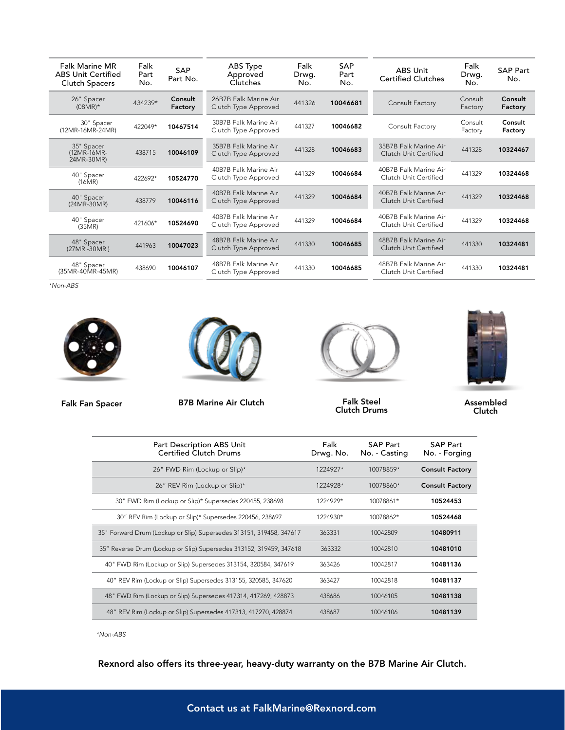| Falk Marine MR ABS Unit Certified Clutch Spacers | Falk Part No. | SAP Part No. | ABS Type Approved Clutches | Falk Drwg. No. | SAP Part No. | ABS Unit Certified Clutches | Falk Drwg. No. | SAP Part No. |
|---|---|---|---|---|---|---|---|---|
| 26" Spacer (08MR)* | 434239* | **Consult Factory** | 26B7B Falk Marine Air Clutch Type Approved | 441326 | **10046681** | Consult Factory | Consult Factory | **Consult Factory** |
| 30" Spacer (12MR-16MR-24MR) | 422049* | **10467514** | 30B7B Falk Marine Air Clutch Type Approved | 441327 | **10046682** | Consult Factory | Consult Factory | **Consult Factory** |
| 35" Spacer (12MR-16MR-24MR-30MR) | 438715 | **10046109** | 35B7B Falk Marine Air Clutch Type Approved | 441328 | **10046683** | 35B7B Falk Marine Air Clutch Unit Certified | 441328 | **10324467** |
| 40" Spacer (16MR) | 422692* | **10524770** | 40B7B Falk Marine Air Clutch Type Approved | 441329 | **10046684** | 40B7B Falk Marine Air Clutch Unit Certified | 441329 | **10324468** |
| 40" Spacer (24MR-30MR) | 438779 | **10046116** | 40B7B Falk Marine Air Clutch Type Approved | 441329 | **10046684** | 40B7B Falk Marine Air Clutch Unit Certified | 441329 | **10324468** |
| 40" Spacer (35MR) | 421606* | **10524690** | 40B7B Falk Marine Air Clutch Type Approved | 441329 | **10046684** | 40B7B Falk Marine Air Clutch Unit Certified | 441329 | **10324468** |
| 48" Spacer (27MR -30MR ) | 441963 | **10047023** | 48B7B Falk Marine Air Clutch Type Approved | 441330 | **10046685** | 48B7B Falk Marine Air Clutch Unit Certified | 441330 | **10324481** |
| 48" Spacer (35MR-40MR-45MR) | 438690 | **10046107** | 48B7B Falk Marine Air Clutch Type Approved | 441330 | **10046685** | 48B7B Falk Marine Air Clutch Unit Certified | 441330 | **10324481** |

*\*Non-ABS*

**Falk Fan Spacer**

**B7B Marine Air Clutch**

**Falk Steel Clutch Drums**

**Assembled Clutch**

| Part Description ABS Unit Certified Clutch Drums | Falk Drwg. No. | SAP Part No. - Casting | SAP Part No. - Forging |
|---|---|---|---|
| 26" FWD Rim (Lockup or Slip)* | 1224927* | 10078859* | **Consult Factory** |
| 26" REV Rim (Lockup or Slip)* | 1224928* | 10078860* | **Consult Factory** |
| 30" FWD Rim (Lockup or Slip)* Supersedes 220455, 238698 | 1224929* | 10078861* | **10524453** |
| 30" REV Rim (Lockup or Slip)* Supersedes 220456, 238697 | 1224930* | 10078862* | **10524468** |
| 35" Forward Drum (Lockup or Slip) Supersedes 313151, 319458, 347617 | 363331 | 10042809 | **10480911** |
| 35" Reverse Drum (Lockup or Slip) Supersedes 313152, 319459, 347618 | 363332 | 10042810 | **10481010** |
| 40" FWD Rim (Lockup or Slip) Supersedes 313154, 320584, 347619 | 363426 | 10042817 | **10481136** |
| 40" REV Rim (Lockup or Slip) Supersedes 313155, 320585, 347620 | 363427 | 10042818 | **10481137** |
| 48" FWD Rim (Lockup or Slip) Supersedes 417314, 417269, 428873 | 438686 | 10046105 | **10481138** |
| 48" REV Rim (Lockup or Slip) Supersedes 417313, 417270, 428874 | 438687 | 10046106 | **10481139** |

*\*Non-ABS*

**Rexnord also offers its three-year, heavy-duty warranty on the B7B Marine Air Clutch.**

**Contact us at FalkMarine@Rexnord.com**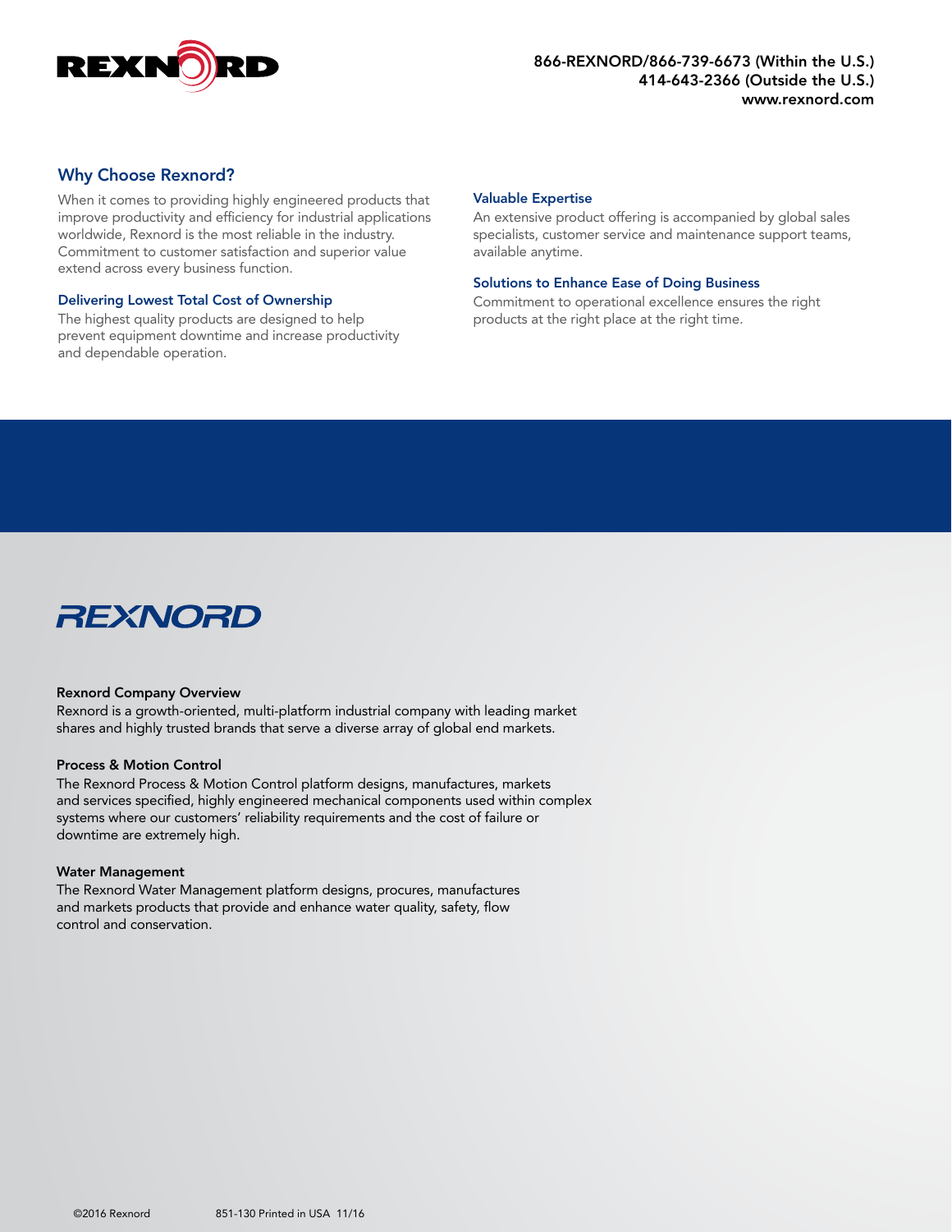866-REXNORD/866-739-6673 (Within the U.S.)
414-643-2366 (Outside the U.S.)
www.rexnord.com

## Why Choose Rexnord?

When it comes to providing highly engineered products that improve productivity and efficiency for industrial applications worldwide, Rexnord is the most reliable in the industry. Commitment to customer satisfaction and superior value extend across every business function.

### Delivering Lowest Total Cost of Ownership

The highest quality products are designed to help prevent equipment downtime and increase productivity and dependable operation.

### Valuable Expertise

An extensive product offering is accompanied by global sales specialists, customer service and maintenance support teams, available anytime.

### Solutions to Enhance Ease of Doing Business

Commitment to operational excellence ensures the right products at the right place at the right time.

## REXNORD

**Rexnord Company Overview**
Rexnord is a growth-oriented, multi-platform industrial company with leading market shares and highly trusted brands that serve a diverse array of global end markets.

**Process & Motion Control**
The Rexnord Process & Motion Control platform designs, manufactures, markets and services specified, highly engineered mechanical components used within complex systems where our customers' reliability requirements and the cost of failure or downtime are extremely high.

**Water Management**
The Rexnord Water Management platform designs, procures, manufactures and markets products that provide and enhance water quality, safety, flow control and conservation.

©2016 Rexnord 851-130 Printed in USA 11/16